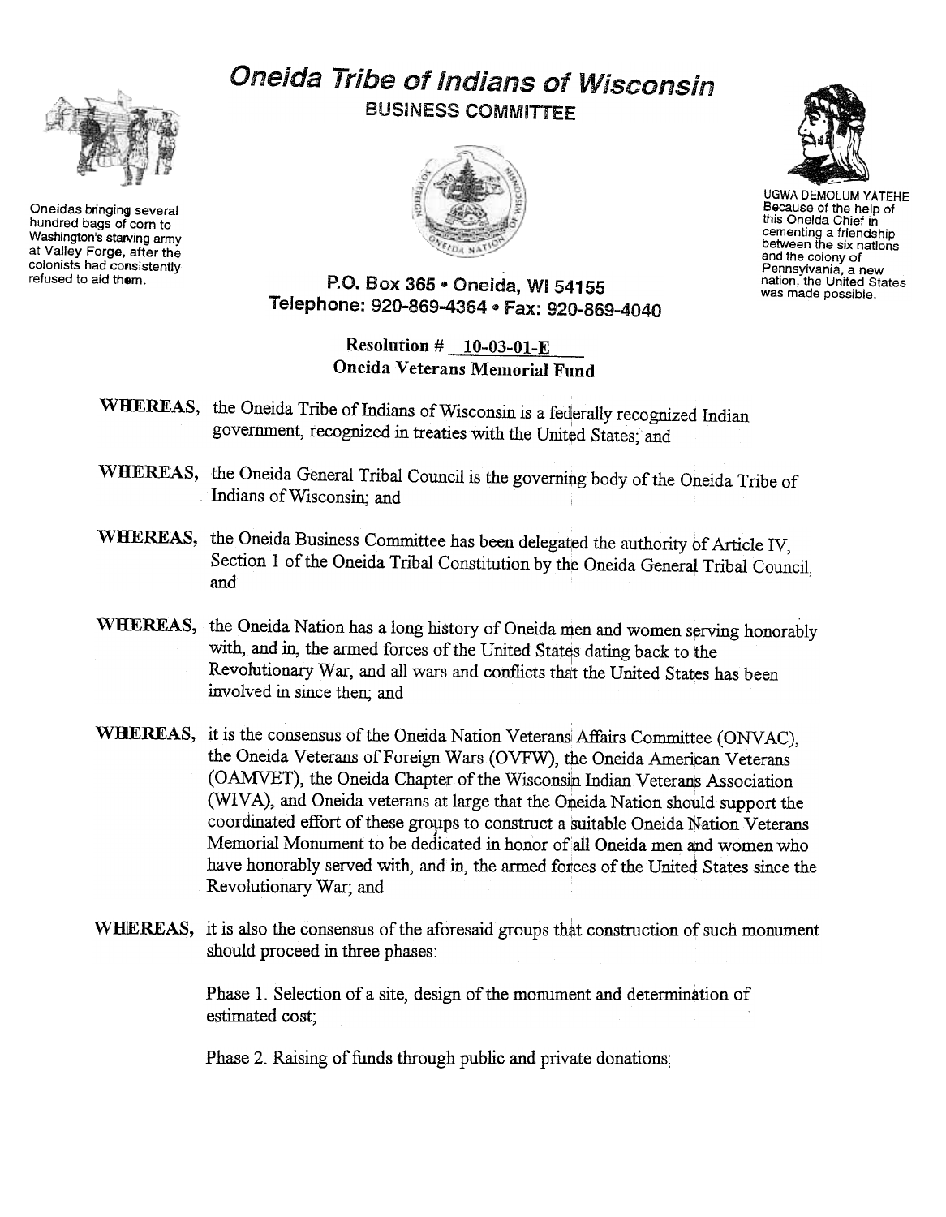# Oneida Tribe of Indians of Wisconsin

## BUSINESS COMMITTEE

Oneidas bringing several hundred bags of corn to Washington's starving army at Valley Forge, after the colonists had consistently refused to aid them.

UGWA DEMOLUM YATEHE Because of the help of this Oneida Chief in cementing a friendship between the six nations and the colony of Pennsylvania, a new nation, the United States was made possible.

P.O. Box 365 • Oneida, WI 54155
Telephone: 920-869-4364 • Fax: 920-869-4040

**Resolution # 10-03-01-E**
**Oneida Veterans Memorial Fund**

**WHEREAS,** the Oneida Tribe of Indians of Wisconsin is a federally recognized Indian government, recognized in treaties with the United States; and

**WHEREAS,** the Oneida General Tribal Council is the governing body of the Oneida Tribe of Indians of Wisconsin; and

**WHEREAS,** the Oneida Business Committee has been delegated the authority of Article IV, Section 1 of the Oneida Tribal Constitution by the Oneida General Tribal Council; and

**WHEREAS,** the Oneida Nation has a long history of Oneida men and women serving honorably with, and in, the armed forces of the United States dating back to the Revolutionary War, and all wars and conflicts that the United States has been involved in since then; and

**WHEREAS,** it is the consensus of the Oneida Nation Veterans Affairs Committee (ONVAC), the Oneida Veterans of Foreign Wars (OVFW), the Oneida American Veterans (OAMVET), the Oneida Chapter of the Wisconsin Indian Veterans Association (WIVA), and Oneida veterans at large that the Oneida Nation should support the coordinated effort of these groups to construct a suitable Oneida Nation Veterans Memorial Monument to be dedicated in honor of all Oneida men and women who have honorably served with, and in, the armed forces of the United States since the Revolutionary War; and

**WHEREAS,** it is also the consensus of the aforesaid groups that construction of such monument should proceed in three phases:

Phase 1. Selection of a site, design of the monument and determination of estimated cost;

Phase 2. Raising of funds through public and private donations;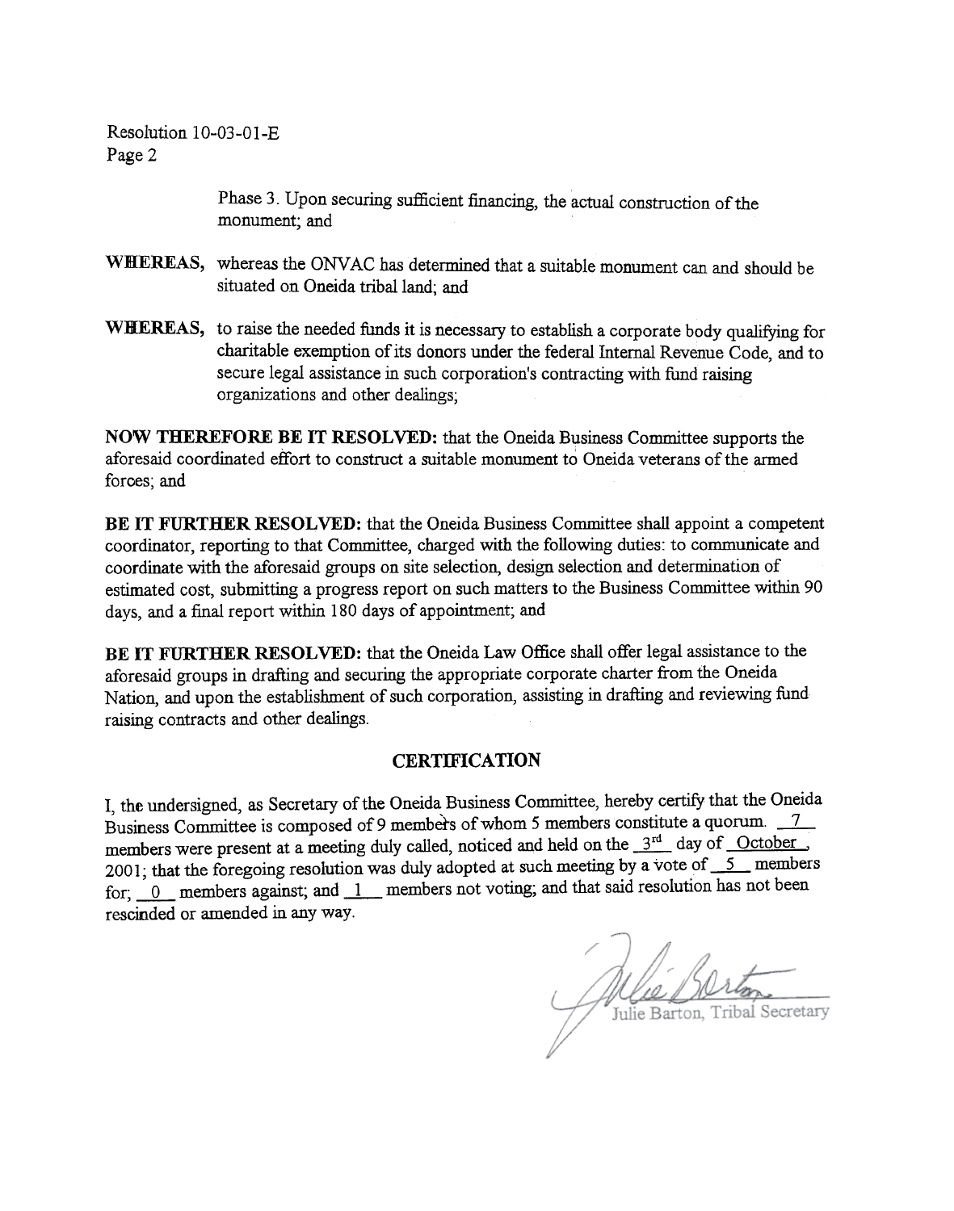Resolution 10-03-01-E
Page 2

Phase 3. Upon securing sufficient financing, the actual construction of the monument; and

**WHEREAS,** whereas the ONVAC has determined that a suitable monument can and should be situated on Oneida tribal land; and

**WHEREAS,** to raise the needed funds it is necessary to establish a corporate body qualifying for charitable exemption of its donors under the federal Internal Revenue Code, and to secure legal assistance in such corporation's contracting with fund raising organizations and other dealings;

**NOW THEREFORE BE IT RESOLVED:** that the Oneida Business Committee supports the aforesaid coordinated effort to construct a suitable monument to Oneida veterans of the armed forces; and

**BE IT FURTHER RESOLVED:** that the Oneida Business Committee shall appoint a competent coordinator, reporting to that Committee, charged with the following duties: to communicate and coordinate with the aforesaid groups on site selection, design selection and determination of estimated cost, submitting a progress report on such matters to the Business Committee within 90 days, and a final report within 180 days of appointment; and

**BE IT FURTHER RESOLVED:** that the Oneida Law Office shall offer legal assistance to the aforesaid groups in drafting and securing the appropriate corporate charter from the Oneida Nation, and upon the establishment of such corporation, assisting in drafting and reviewing fund raising contracts and other dealings.

## CERTIFICATION

I, the undersigned, as Secretary of the Oneida Business Committee, hereby certify that the Oneida Business Committee is composed of 9 members of whom 5 members constitute a quorum. 7 members were present at a meeting duly called, noticed and held on the 3rd day of October, 2001; that the foregoing resolution was duly adopted at such meeting by a vote of 5 members for; 0 members against; and 1 members not voting; and that said resolution has not been rescinded or amended in any way.

Julie Barton, Tribal Secretary